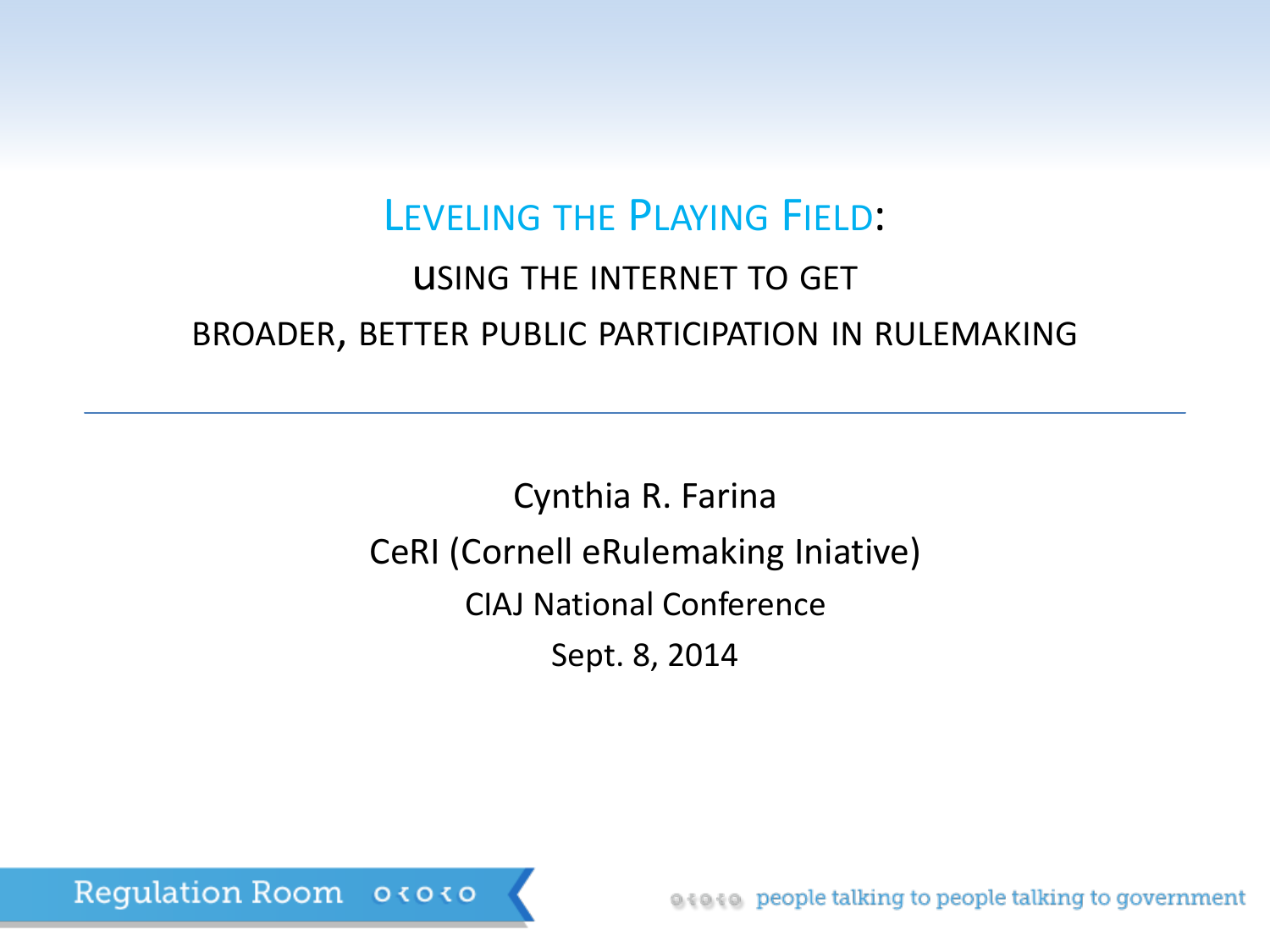# LEVELING THE PLAYING FIELD:

## USING THE INTERNET TO GET BROADER, BETTER PUBLIC PARTICIPATION IN RULEMAKING

---

Cynthia R. Farina

CeRI (Cornell eRulemaking Iniative)

CIAJ National Conference

Sept. 8, 2014

Regulation Room

people talking to people talking to government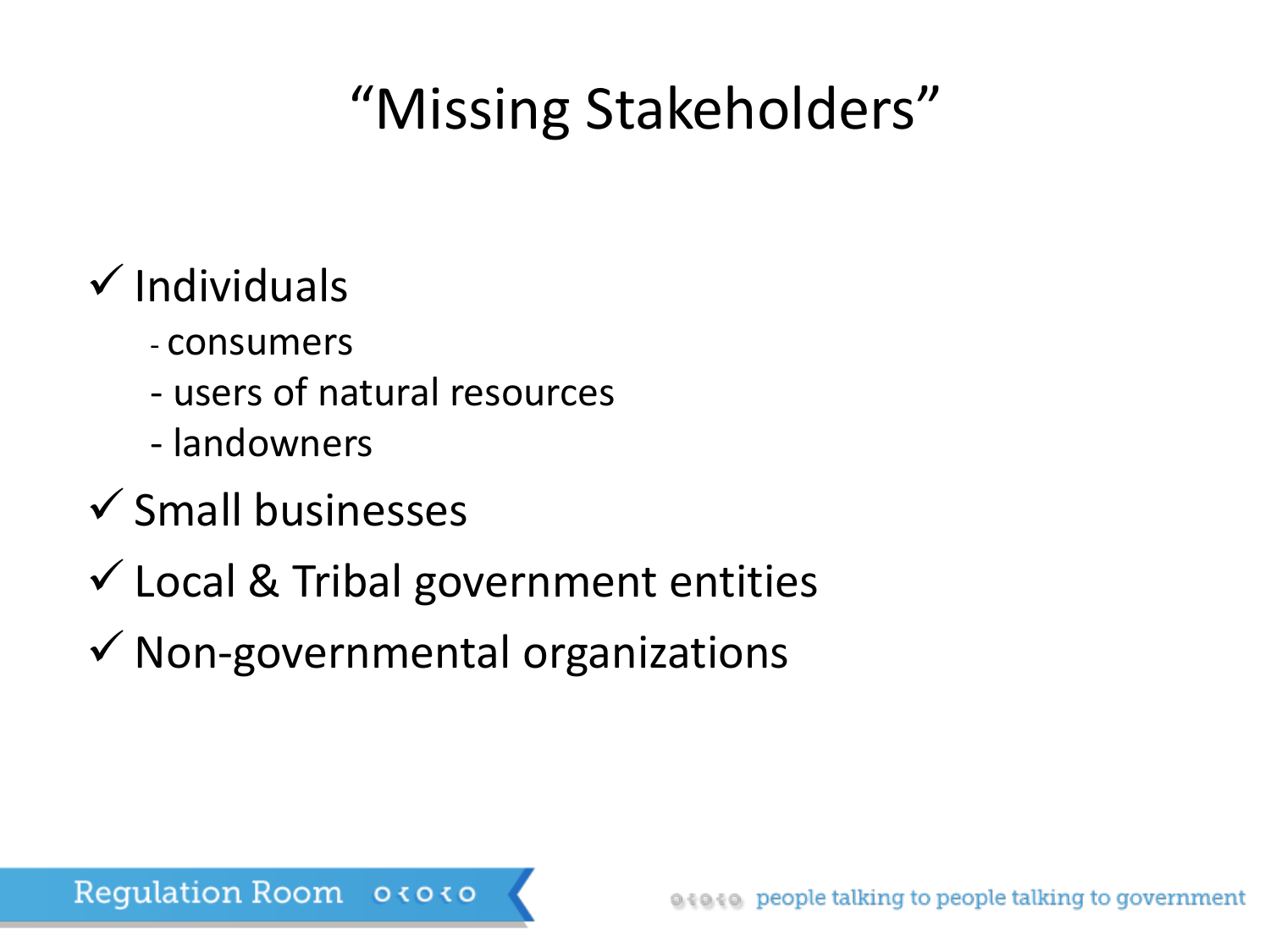# "Missing Stakeholders"

- ✓ Individuals
  - consumers
  - users of natural resources
  - landowners
- ✓ Small businesses
- ✓ Local & Tribal government entities
- ✓ Non-governmental organizations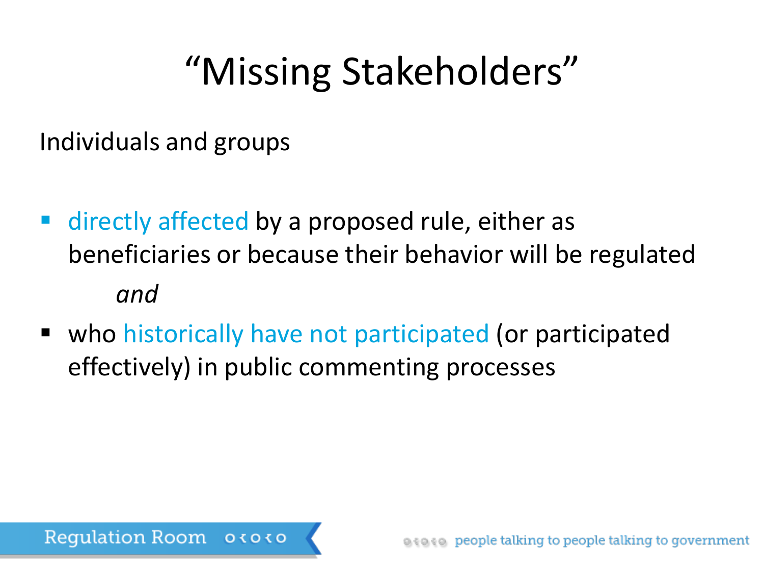# "Missing Stakeholders"

Individuals and groups

- directly affected by a proposed rule, either as beneficiaries or because their behavior will be regulated

  *and*

- who historically have not participated (or participated effectively) in public commenting processes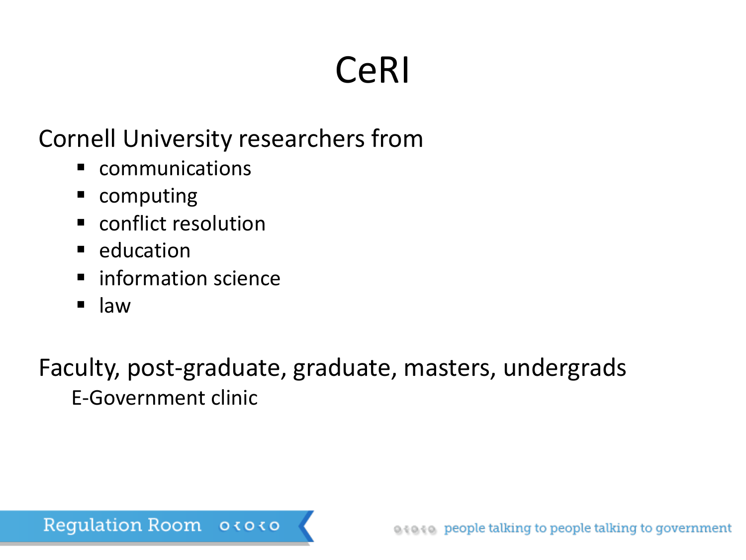# CeRI

Cornell University researchers from

- communications
- computing
- conflict resolution
- education
- information science
- law

Faculty, post-graduate, graduate, masters, undergrads

E-Government clinic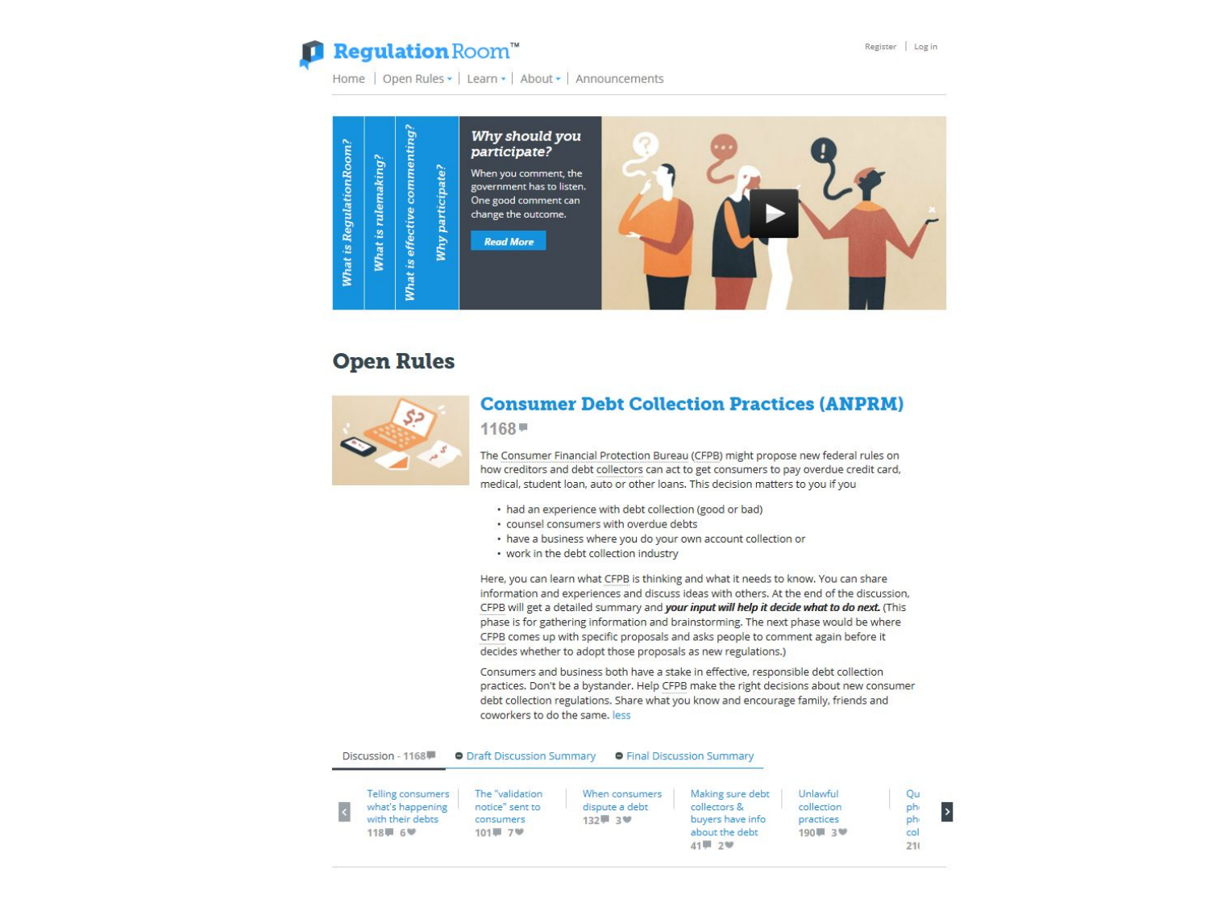RegulationRoom™

Register | Log in

Home | Open Rules | Learn | About | Announcements

What is RegulationRoom? | What is rulemaking? | What is effective commenting? | Why participate?

***Why should you participate?***

When you comment, the government has to listen. One good comment can change the outcome.

Read More

## Open Rules

### Consumer Debt Collection Practices (ANPRM)

1168

The Consumer Financial Protection Bureau (CFPB) might propose new federal rules on how creditors and debt collectors can act to get consumers to pay overdue credit card, medical, student loan, auto or other loans. This decision matters to you if you

- had an experience with debt collection (good or bad)
- counsel consumers with overdue debts
- have a business where you do your own account collection or
- work in the debt collection industry

Here, you can learn what CFPB is thinking and what it needs to know. You can share information and experiences and discuss ideas with others. At the end of the discussion, CFPB will get a detailed summary and ***your input will help it decide what to do next.*** (This phase is for gathering information and brainstorming. The next phase would be where CFPB comes up with specific proposals and asks people to comment again before it decides whether to adopt those proposals as new regulations.)

Consumers and business both have a stake in effective, responsible debt collection practices. Don't be a bystander. Help CFPB make the right decisions about new consumer debt collection regulations. Share what you know and encourage family, friends and coworkers to do the same. less

Discussion - 1168 | Draft Discussion Summary | Final Discussion Summary

- Telling consumers what's happening with their debts — 118, 6
- The "validation notice" sent to consumers — 101, 7
- When consumers dispute a debt — 132, 3
- Making sure debt collectors & buyers have info about the debt — 41, 2
- Unlawful collection practices — 190, 3
- Qu... ph... ph... col... — 21...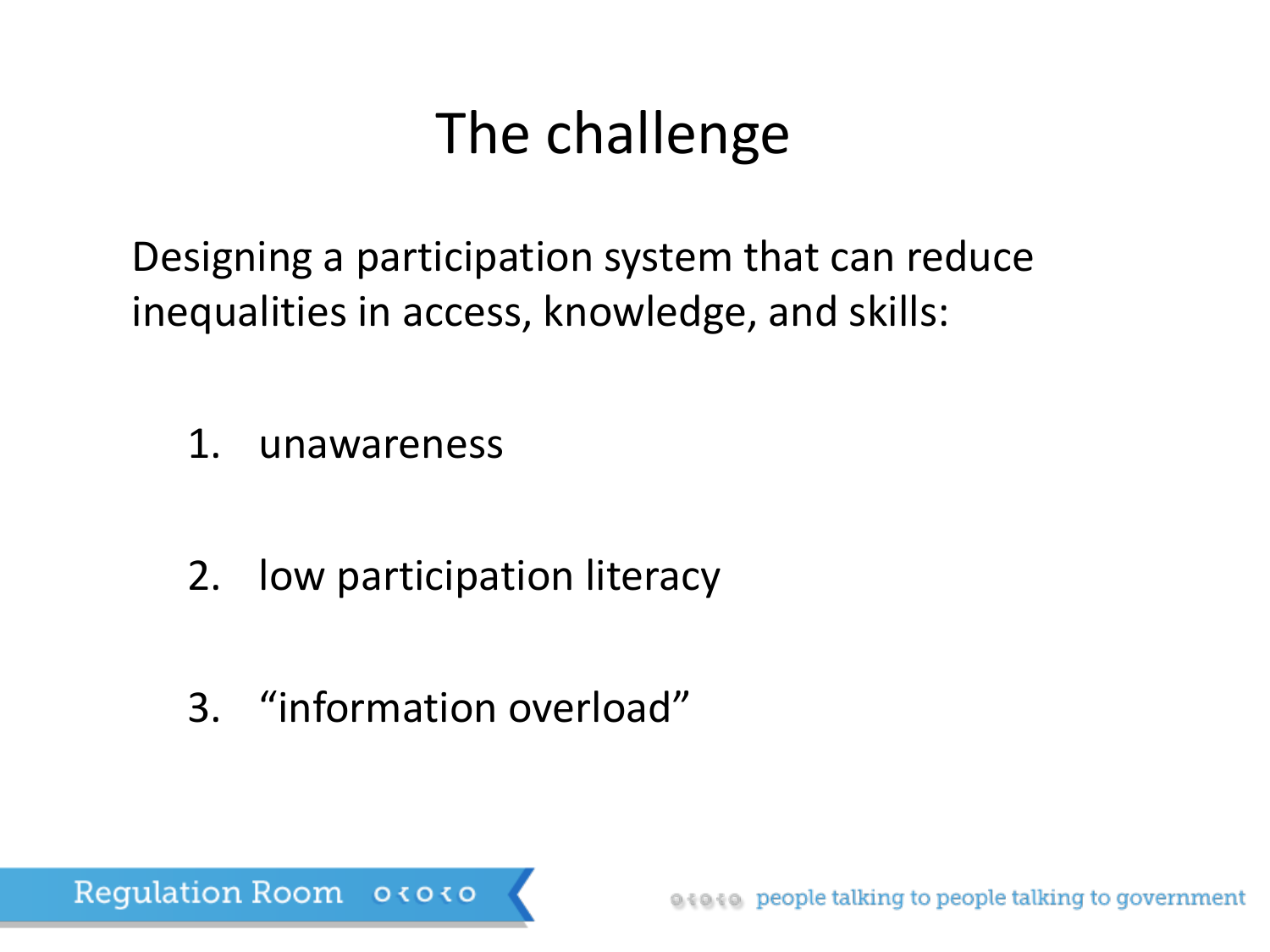# The challenge

Designing a participation system that can reduce inequalities in access, knowledge, and skills:

1. unawareness
2. low participation literacy
3. "information overload"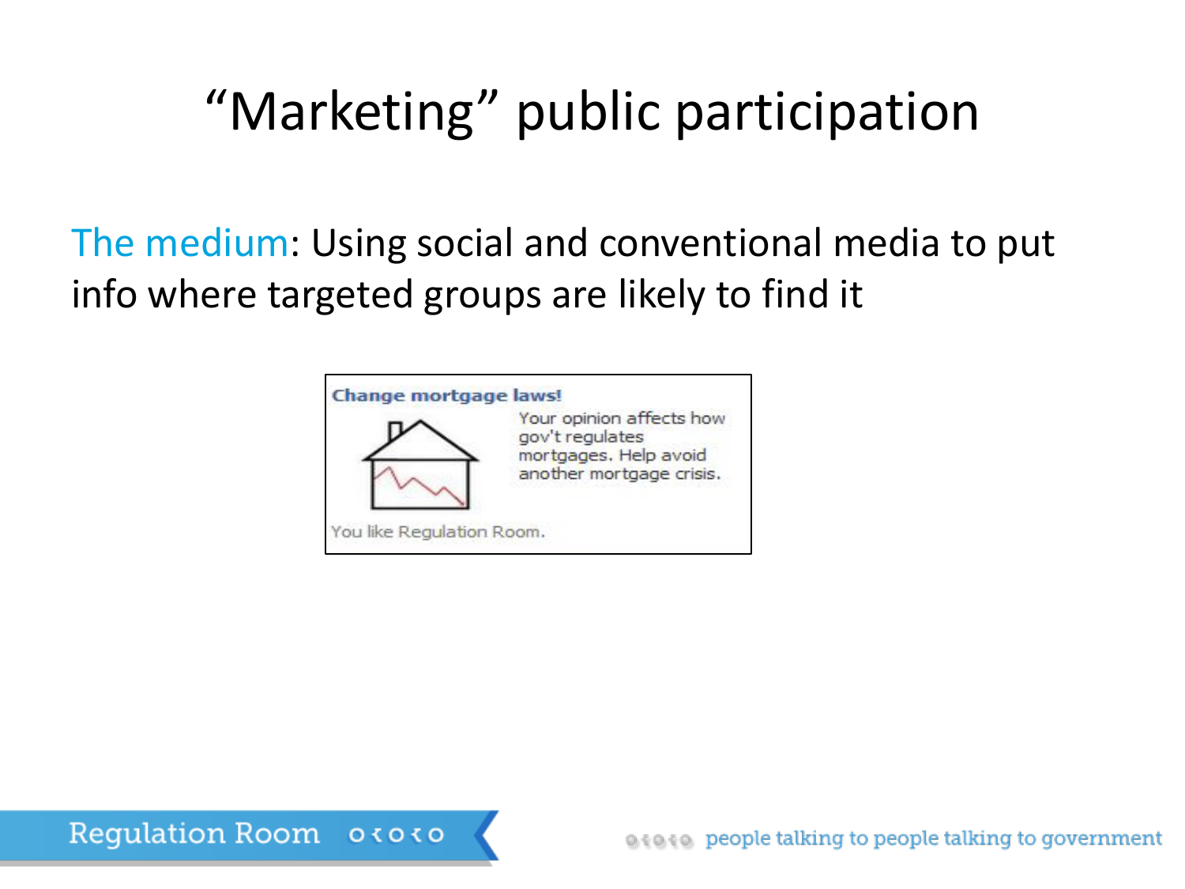# "Marketing" public participation

The medium: Using social and conventional media to put info where targeted groups are likely to find it

**Change mortgage laws!**

Your opinion affects how gov't regulates mortgages. Help avoid another mortgage crisis.

You like Regulation Room.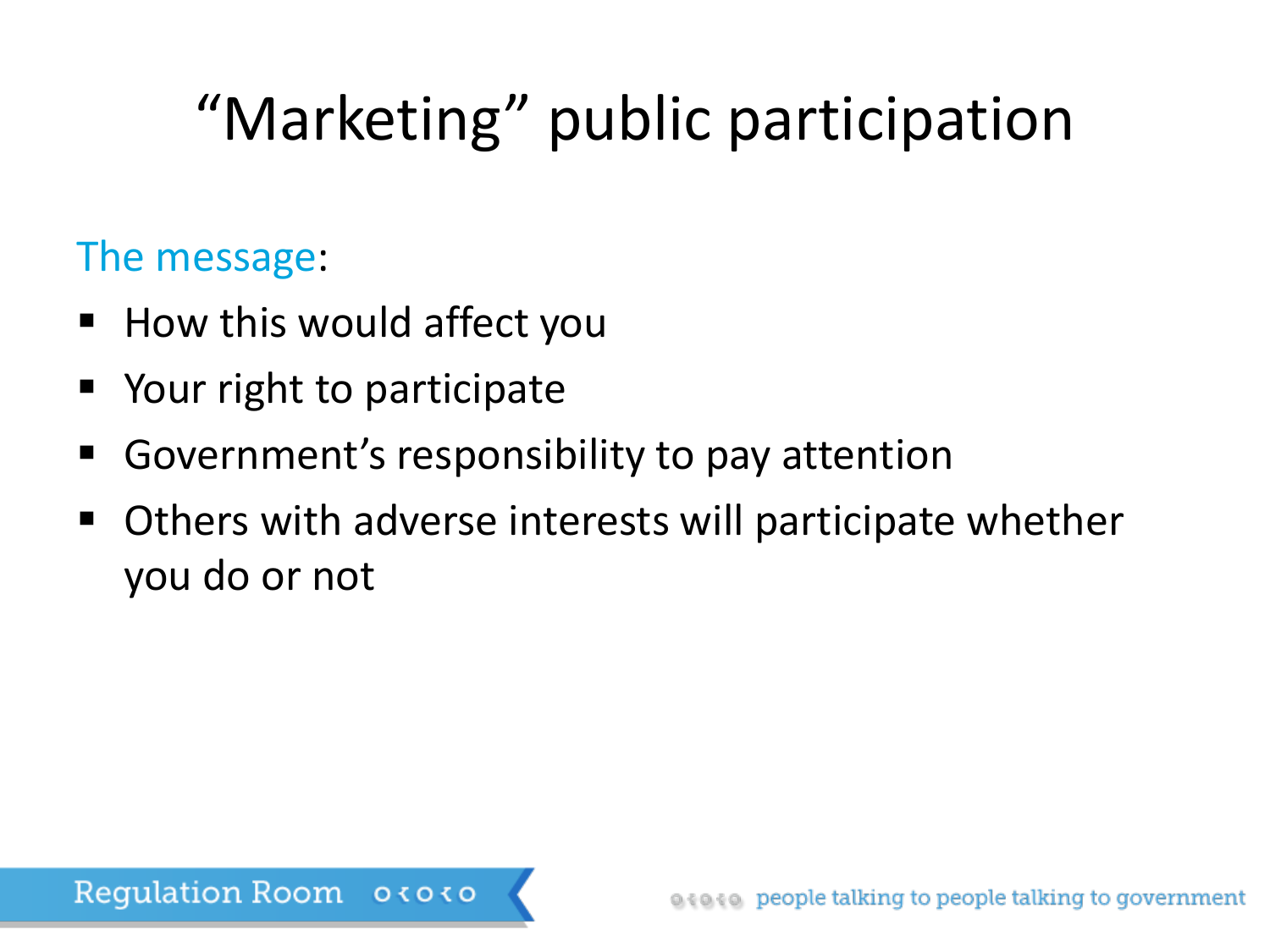# "Marketing" public participation

The message:

- How this would affect you
- Your right to participate
- Government's responsibility to pay attention
- Others with adverse interests will participate whether you do or not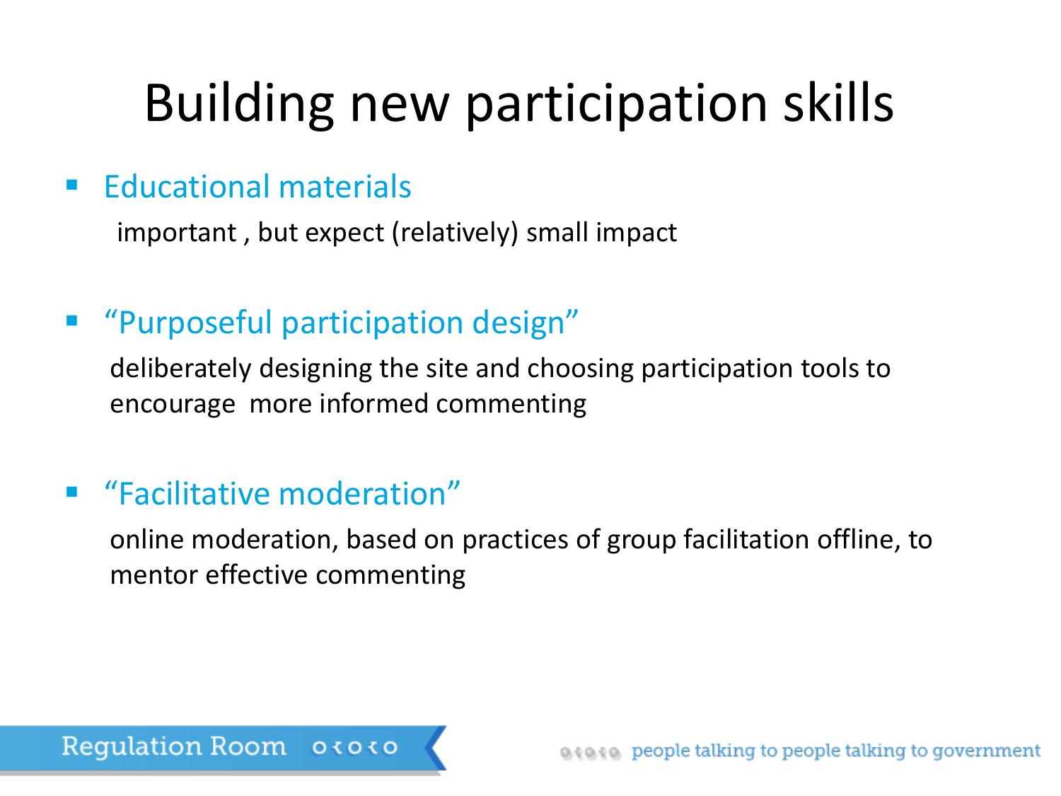# Building new participation skills

- **Educational materials**

  important , but expect (relatively) small impact

- **"Purposeful participation design"**

  deliberately designing the site and choosing participation tools to encourage more informed commenting

- **"Facilitative moderation"**

  online moderation, based on practices of group facilitation offline, to mentor effective commenting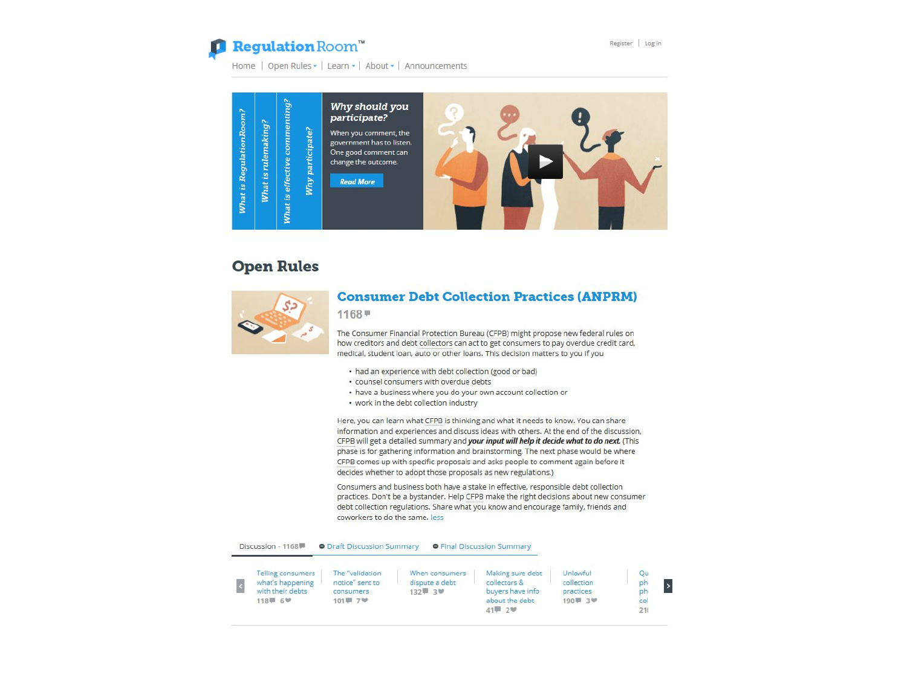# Regulation Room™

Register | Log in

Home | Open Rules | Learn | About | Announcements

What is RegulationRoom? | What is rulemaking? | What is effective commenting? | Why participate?

***Why should you participate?***

When you comment, the government has to listen. One good comment can change the outcome.

*Read More*

## Open Rules

### Consumer Debt Collection Practices (ANPRM)

1168

The Consumer Financial Protection Bureau (CFPB) might propose new federal rules on how creditors and debt collectors can act to get consumers to pay overdue credit card, medical, student loan, auto or other loans. This decision matters to you if you

- had an experience with debt collection (good or bad)
- counsel consumers with overdue debts
- have a business where you do your own account collection or
- work in the debt collection industry

Here, you can learn what CFPB is thinking and what it needs to know. You can share information and experiences and discuss ideas with others. At the end of the discussion, CFPB will get a detailed summary and ***your input will help it decide what to do next.*** (This phase is for gathering information and brainstorming. The next phase would be where CFPB comes up with specific proposals and asks people to comment again before it decides whether to adopt those proposals as new regulations.)

Consumers and business both have a stake in effective, responsible debt collection practices. Don't be a bystander. Help CFPB make the right decisions about new consumer debt collection regulations. Share what you know and encourage family, friends and coworkers to do the same. less

Discussion - 1168 | Draft Discussion Summary | Final Discussion Summary

- Telling consumers what's happening with their debts — 118 comments, 6 likes
- The "validation notice" sent to consumers — 101 comments, 7 likes
- When consumers dispute a debt — 132 comments, 3 likes
- Making sure debt collectors & buyers have info about the debt — 41 comments, 2 likes
- Unlawful collection practices — 190 comments, 3 likes
- Qu... ph... ph... col... — 21...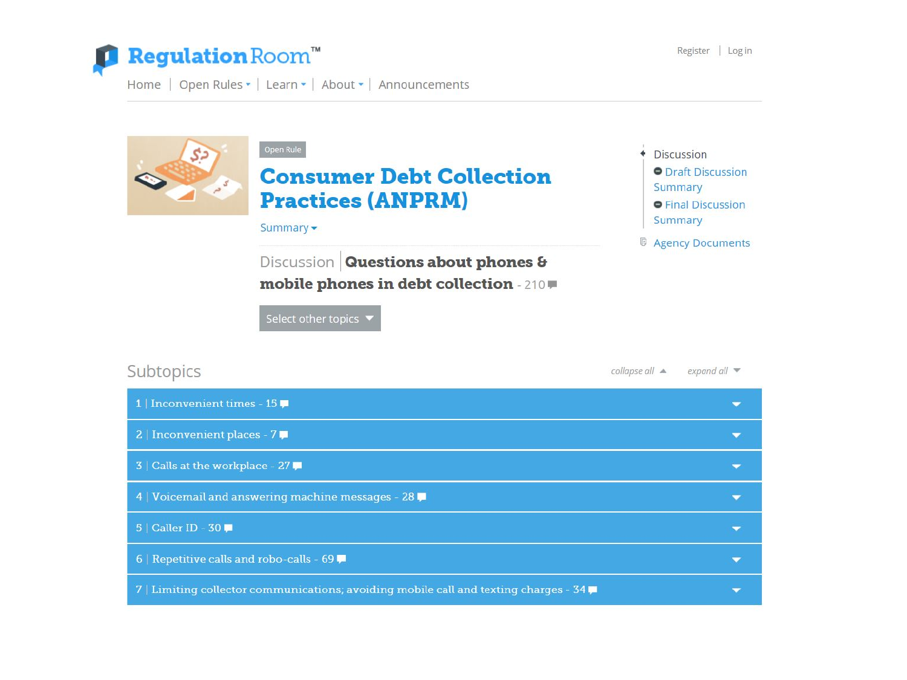RegulationRoom™

Register | Log in

Home | Open Rules | Learn | About | Announcements

Open Rule

# Consumer Debt Collection Practices (ANPRM)

Summary

Discussion | **Questions about phones & mobile phones in debt collection** - 210

Select other topics

- Discussion
  - Draft Discussion Summary
  - Final Discussion Summary
- Agency Documents

## Subtopics

*collapse all* *expand all*

1 | Inconvenient times - 15

2 | Inconvenient places - 7

3 | Calls at the workplace - 27

4 | Voicemail and answering machine messages - 28

5 | Caller ID - 30

6 | Repetitive calls and robo-calls - 69

7 | Limiting collector communications; avoiding mobile call and texting charges - 34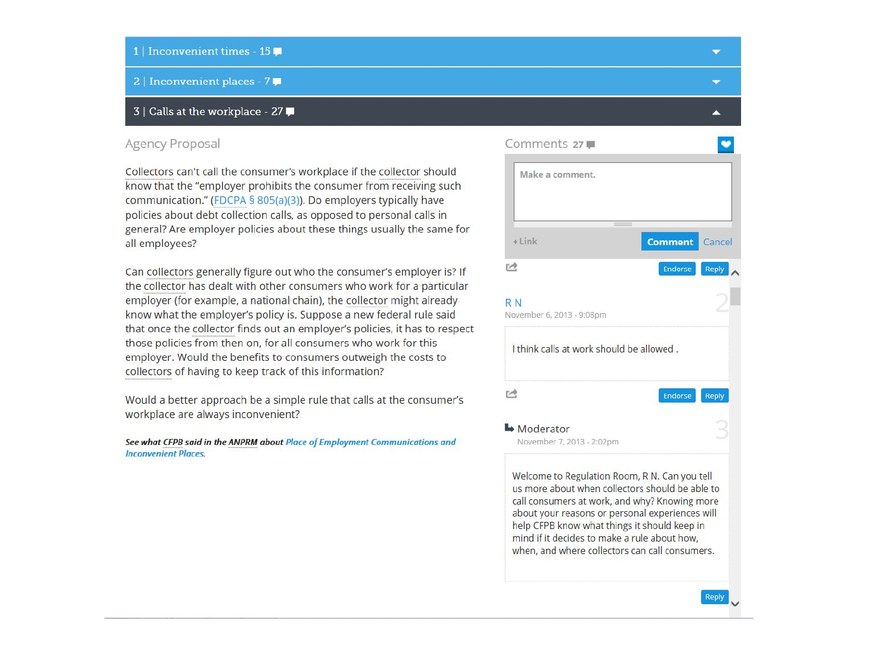1 | Inconvenient times - 15

2 | Inconvenient places - 7

3 | Calls at the workplace - 27

## Agency Proposal

Collectors can't call the consumer's workplace if the collector should know that the "employer prohibits the consumer from receiving such communication." (FDCPA § 805(a)(3)). Do employers typically have policies about debt collection calls, as opposed to personal calls in general? Are employer policies about these things usually the same for all employees?

Can collectors generally figure out who the consumer's employer is? If the collector has dealt with other consumers who work for a particular employer (for example, a national chain), the collector might already know what the employer's policy is. Suppose a new federal rule said that once the collector finds out an employer's policies, it has to respect those policies from then on, for all consumers who work for this employer. Would the benefits to consumers outweigh the costs to collectors of having to keep track of this information?

Would a better approach be a simple rule that calls at the consumer's workplace are always inconvenient?

***See what CFPB said in the ANPRM about Place of Employment Communications and Inconvenient Places.***

## Comments 27

Make a comment.

+Link | Comment | Cancel

Endorse | Reply

**R N**
November 6, 2013 - 9:08pm

I think calls at work should be allowed .

Endorse | Reply

**Moderator**
November 7, 2013 - 2:02pm

Welcome to Regulation Room, R N. Can you tell us more about when collectors should be able to call consumers at work, and why? Knowing more about your reasons or personal experiences will help CFPB know what things it should keep in mind if it decides to make a rule about how, when, and where collectors can call consumers.

Reply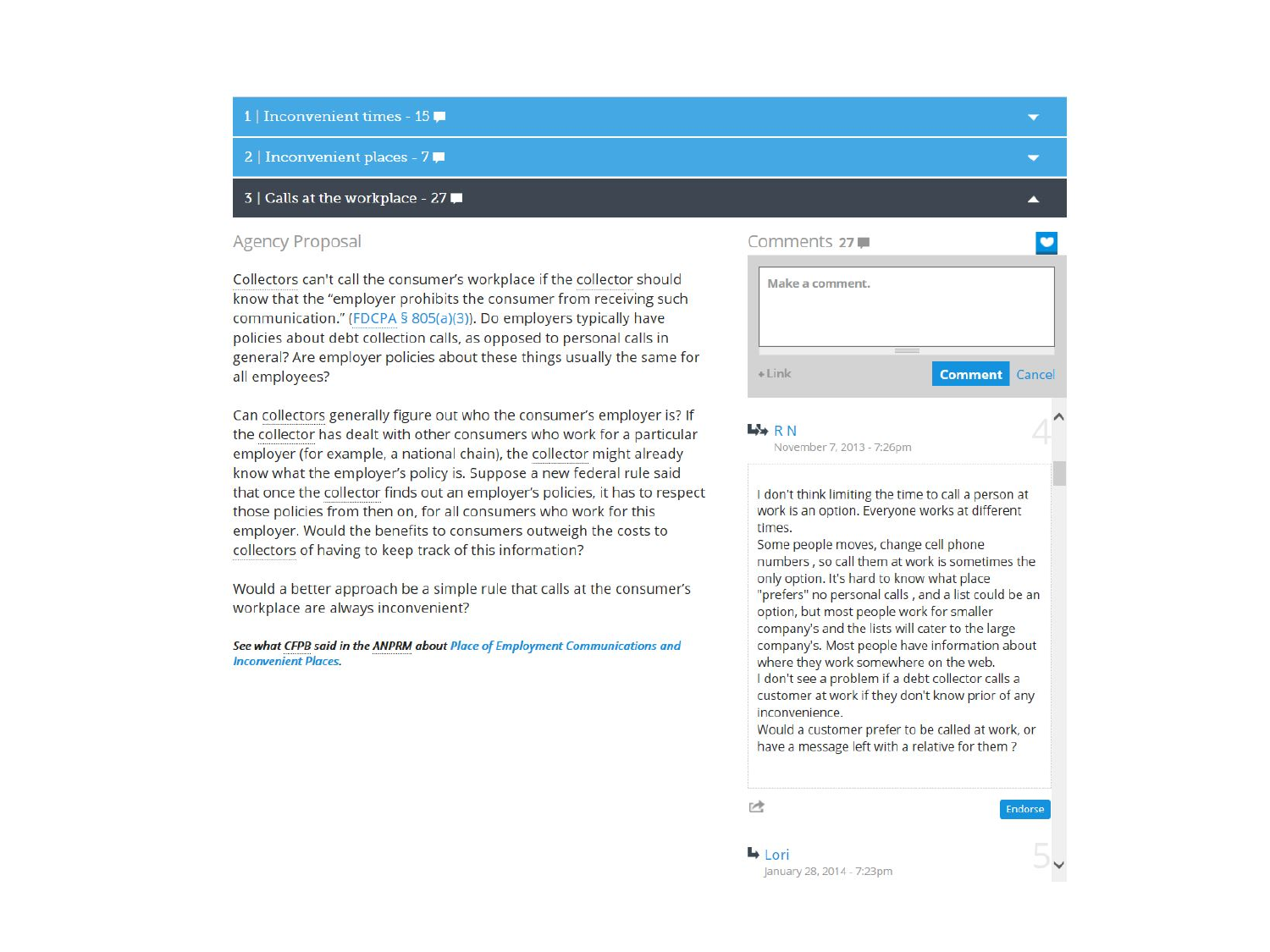1 | Inconvenient times - 15

2 | Inconvenient places - 7

3 | Calls at the workplace - 27

## Agency Proposal

Collectors can't call the consumer's workplace if the collector should know that the "employer prohibits the consumer from receiving such communication." (FDCPA § 805(a)(3)). Do employers typically have policies about debt collection calls, as opposed to personal calls in general? Are employer policies about these things usually the same for all employees?

Can collectors generally figure out who the consumer's employer is? If the collector has dealt with other consumers who work for a particular employer (for example, a national chain), the collector might already know what the employer's policy is. Suppose a new federal rule said that once the collector finds out an employer's policies, it has to respect those policies from then on, for all consumers who work for this employer. Would the benefits to consumers outweigh the costs to collectors of having to keep track of this information?

Would a better approach be a simple rule that calls at the consumer's workplace are always inconvenient?

***See what CFPB said in the ANPRM about Place of Employment Communications and Inconvenient Places.***

## Comments 27

Make a comment.

+Link

Comment Cancel

**R N**
November 7, 2013 - 7:26pm

4

I don't think limiting the time to call a person at work is an option. Everyone works at different times.
Some people moves, change cell phone numbers , so call them at work is sometimes the only option. It's hard to know what place "prefers" no personal calls , and a list could be an option, but most people work for smaller company's and the lists will cater to the large company's. Most people have information about where they work somewhere on the web.
I don't see a problem if a debt collector calls a customer at work if they don't know prior of any inconvenience.
Would a customer prefer to be called at work, or have a message left with a relative for them ?

Endorse

**Lori**
January 28, 2014 - 7:23pm

5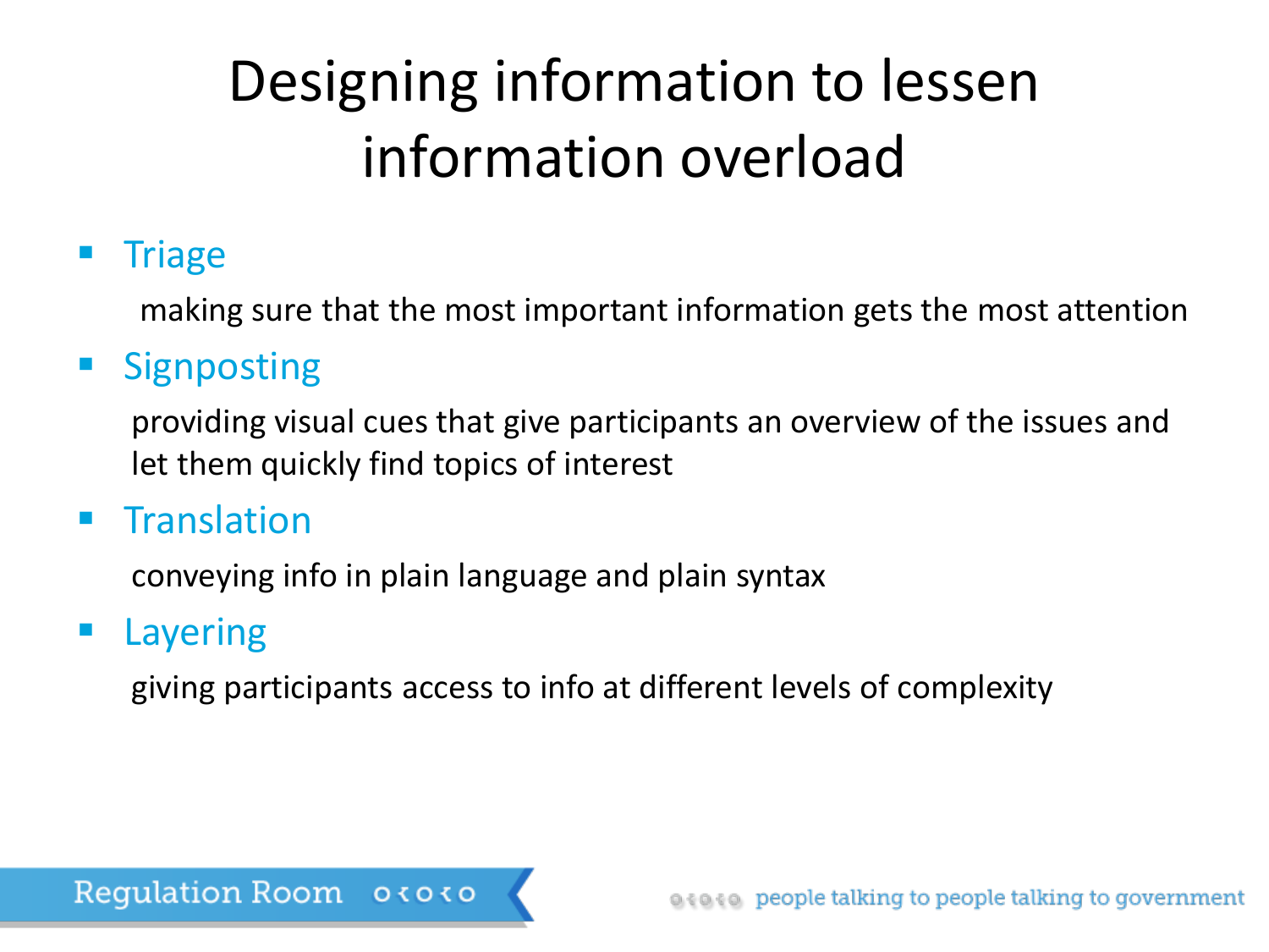# Designing information to lessen information overload

- **Triage**

  making sure that the most important information gets the most attention

- **Signposting**

  providing visual cues that give participants an overview of the issues and let them quickly find topics of interest

- **Translation**

  conveying info in plain language and plain syntax

- **Layering**

  giving participants access to info at different levels of complexity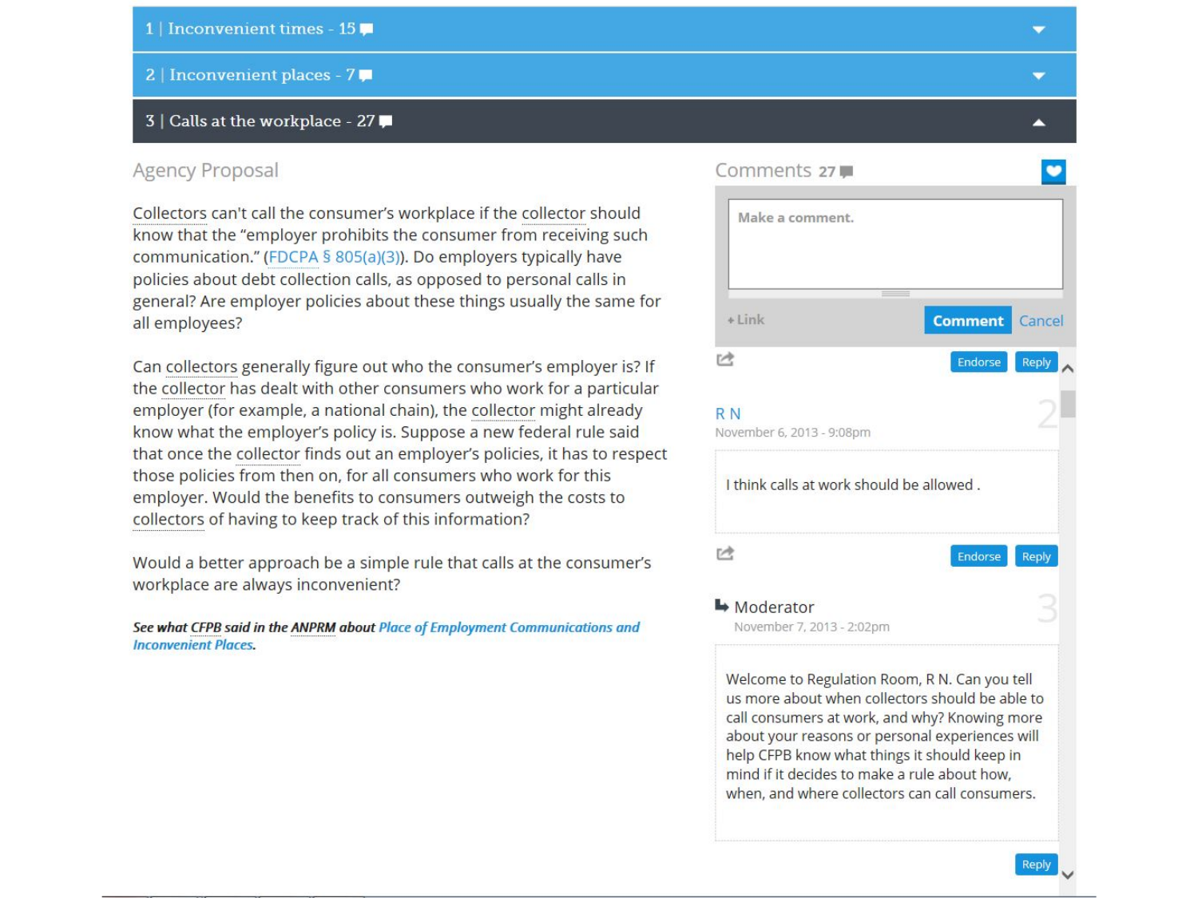1 | Inconvenient times - 15

2 | Inconvenient places - 7

3 | Calls at the workplace - 27

## Agency Proposal

Collectors can't call the consumer's workplace if the collector should know that the "employer prohibits the consumer from receiving such communication." (FDCPA § 805(a)(3)). Do employers typically have policies about debt collection calls, as opposed to personal calls in general? Are employer policies about these things usually the same for all employees?

Can collectors generally figure out who the consumer's employer is? If the collector has dealt with other consumers who work for a particular employer (for example, a national chain), the collector might already know what the employer's policy is. Suppose a new federal rule said that once the collector finds out an employer's policies, it has to respect those policies from then on, for all consumers who work for this employer. Would the benefits to consumers outweigh the costs to collectors of having to keep track of this information?

Would a better approach be a simple rule that calls at the consumer's workplace are always inconvenient?

***See what CFPB said in the ANPRM about Place of Employment Communications and Inconvenient Places.***

## Comments 27

Make a comment.

+ Link | Comment | Cancel

Endorse | Reply

**R N** — 2
November 6, 2013 - 9:08pm

I think calls at work should be allowed .

Endorse | Reply

**Moderator** — 3
November 7, 2013 - 2:02pm

Welcome to Regulation Room, R N. Can you tell us more about when collectors should be able to call consumers at work, and why? Knowing more about your reasons or personal experiences will help CFPB know what things it should keep in mind if it decides to make a rule about how, when, and where collectors can call consumers.

Reply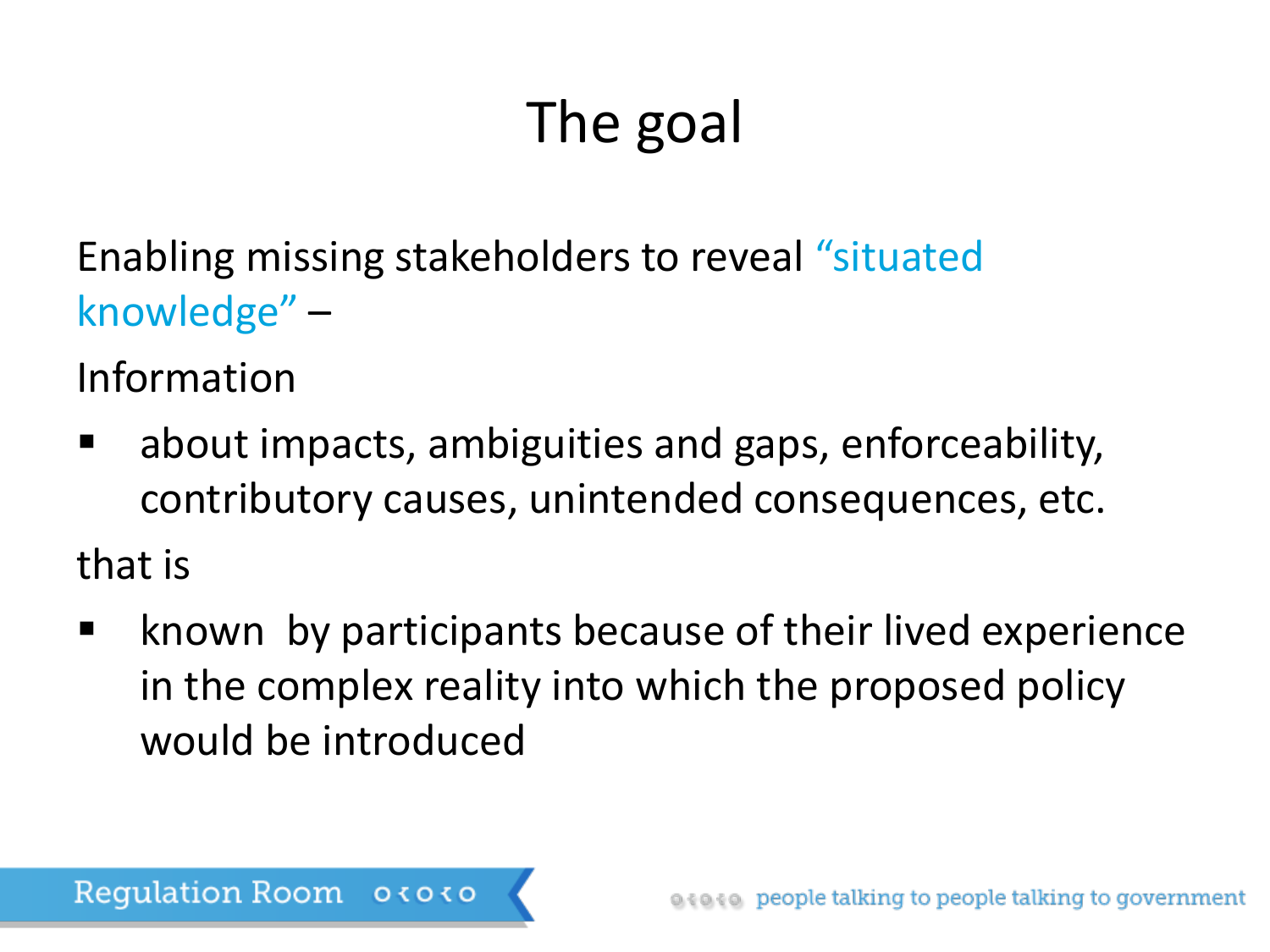# The goal

Enabling missing stakeholders to reveal "situated knowledge" –

Information

- about impacts, ambiguities and gaps, enforceability, contributory causes, unintended consequences, etc.

that is

- known by participants because of their lived experience in the complex reality into which the proposed policy would be introduced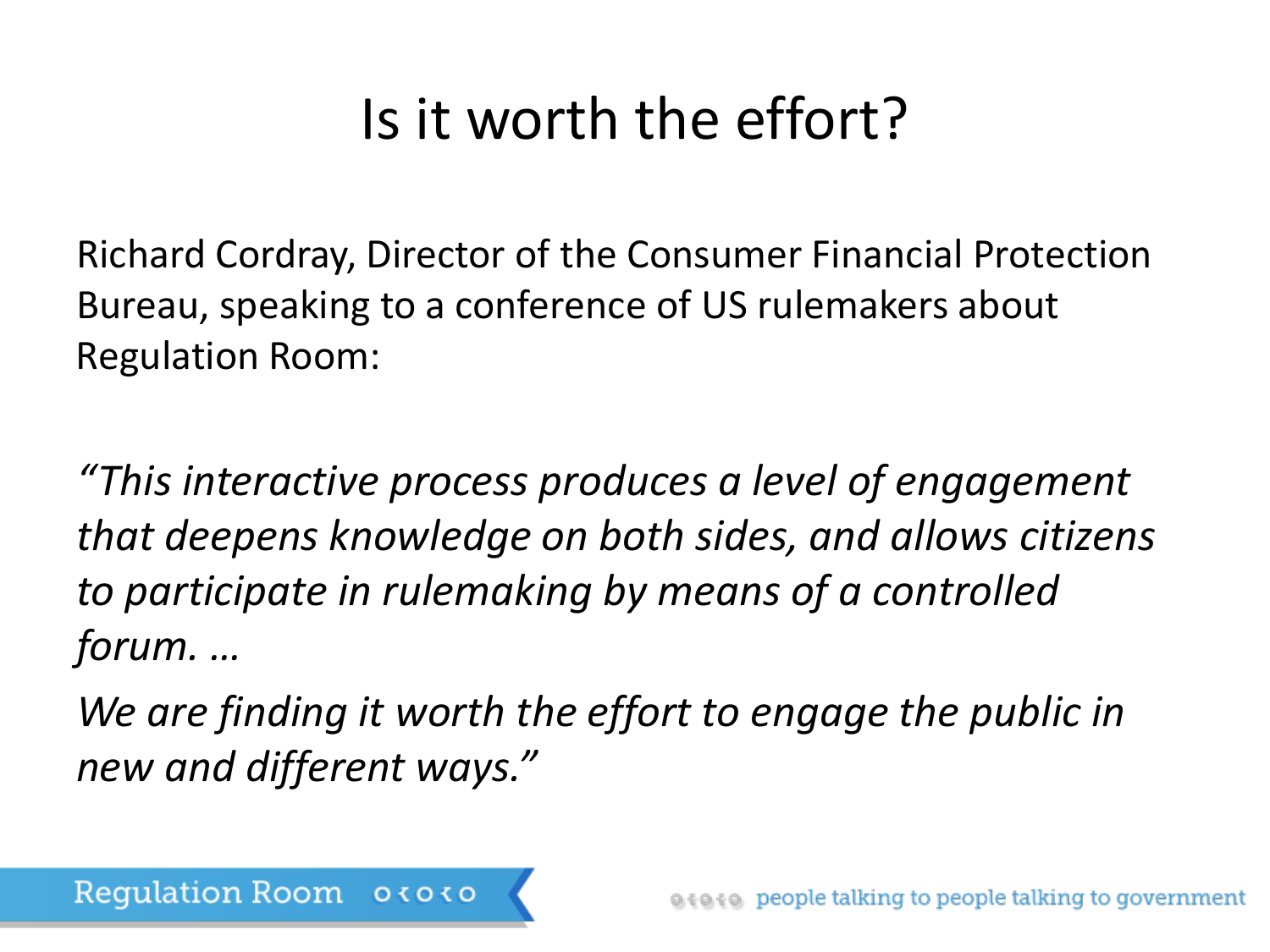# Is it worth the effort?

Richard Cordray, Director of the Consumer Financial Protection Bureau, speaking to a conference of US rulemakers about Regulation Room:

*"This interactive process produces a level of engagement that deepens knowledge on both sides, and allows citizens to participate in rulemaking by means of a controlled forum. …*

*We are finding it worth the effort to engage the public in new and different ways."*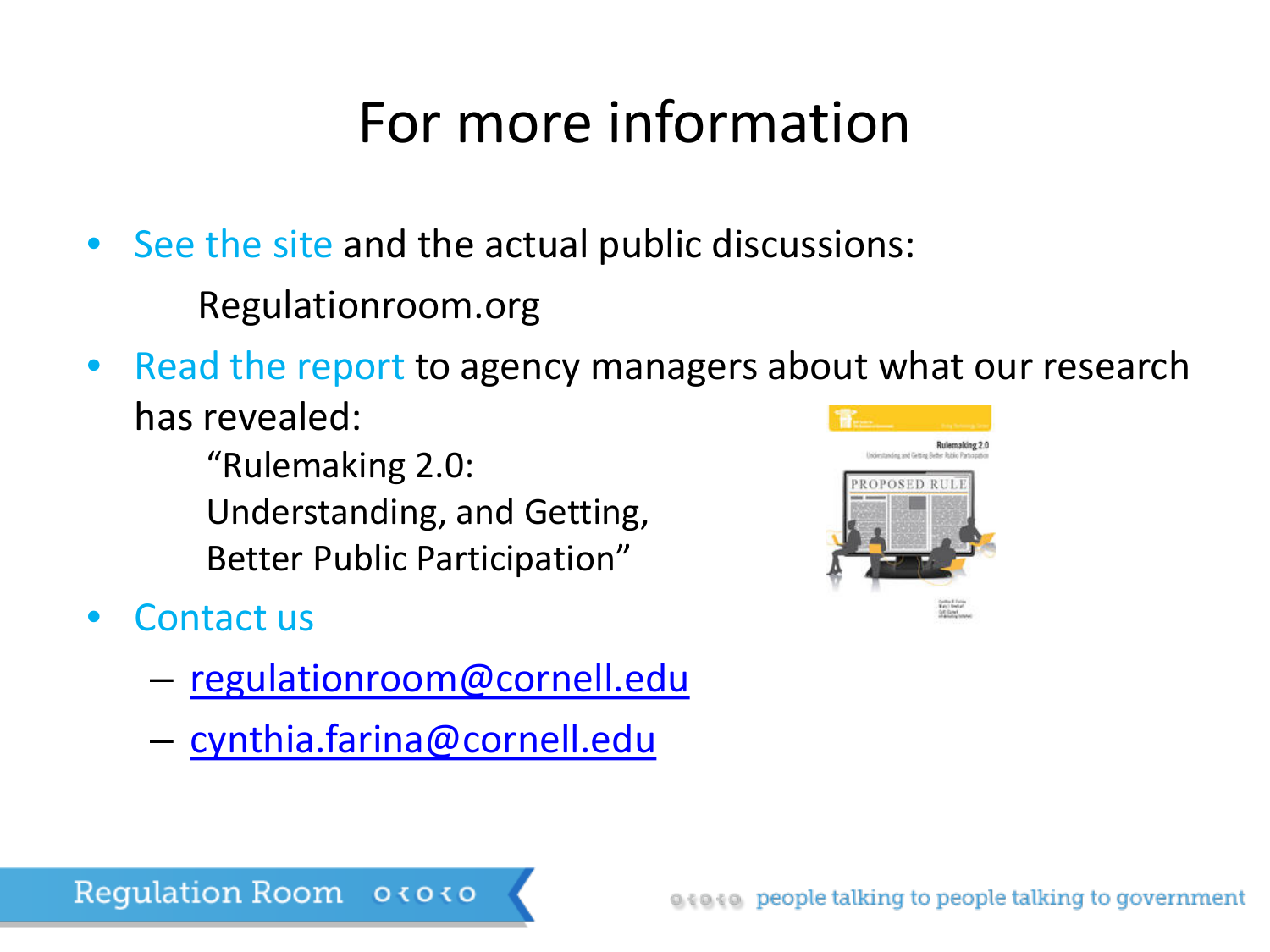# For more information

- See the site and the actual public discussions:

  Regulationroom.org

- Read the report to agency managers about what our research has revealed:

  "Rulemaking 2.0:
  Understanding, and Getting,
  Better Public Participation"

- Contact us
  - regulationroom@cornell.edu
  - cynthia.farina@cornell.edu